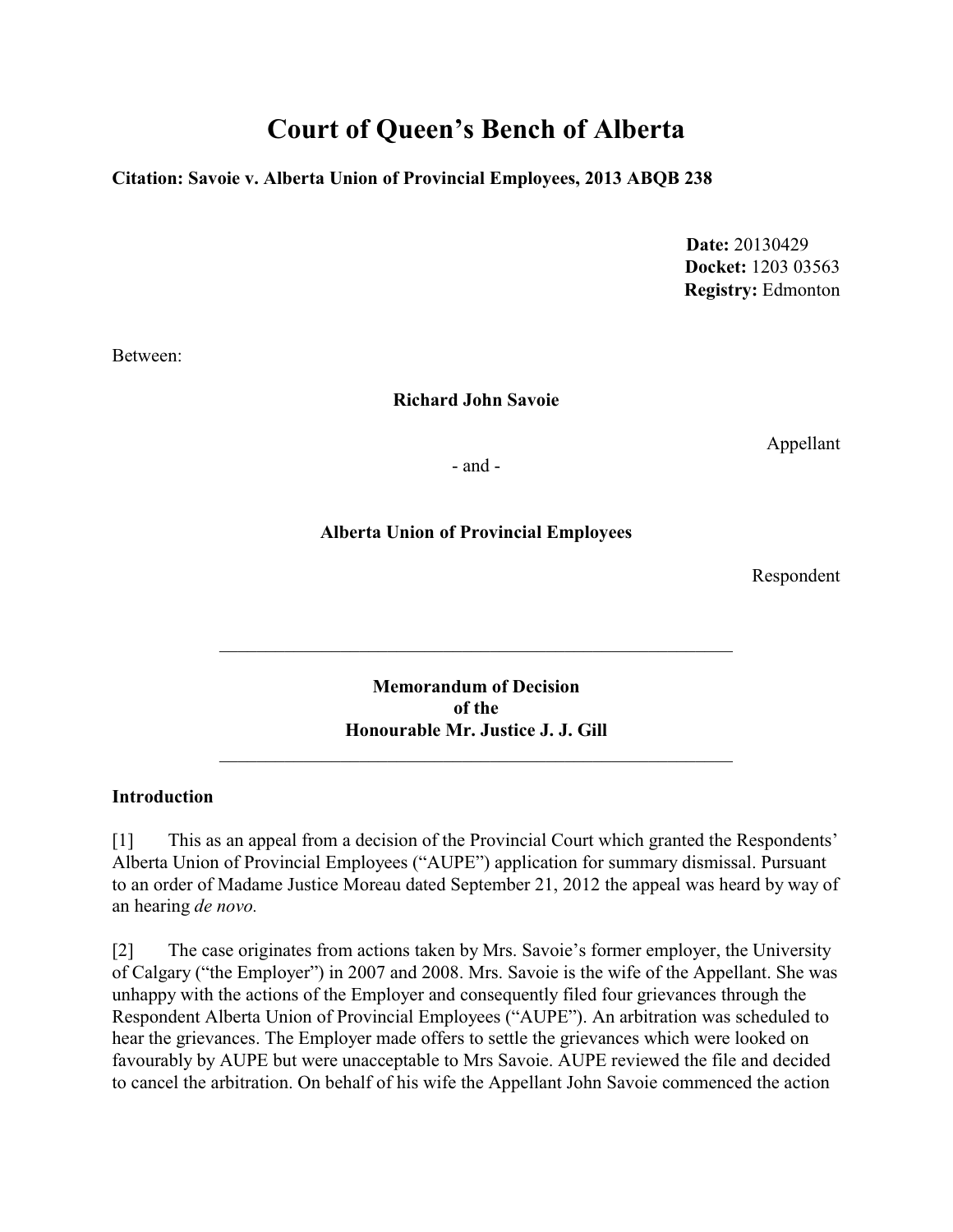# Court of Queen's Bench of Alberta

**Citation: Savoie v. Alberta Union of Provincial Employees, 2013 ABQB 238**

**Date:** 20130429
**Docket:** 1203 03563
**Registry:** Edmonton

Between:

**Richard John Savoie**

Appellant

\- and -

**Alberta Union of Provincial Employees**

Respondent

---

**Memorandum of Decision**
**of the**
**Honourable Mr. Justice J. J. Gill**

---

**Introduction**

[1] This as an appeal from a decision of the Provincial Court which granted the Respondents' Alberta Union of Provincial Employees ("AUPE") application for summary dismissal. Pursuant to an order of Madame Justice Moreau dated September 21, 2012 the appeal was heard by way of an hearing *de novo.*

[2] The case originates from actions taken by Mrs. Savoie's former employer, the University of Calgary ("the Employer") in 2007 and 2008. Mrs. Savoie is the wife of the Appellant. She was unhappy with the actions of the Employer and consequently filed four grievances through the Respondent Alberta Union of Provincial Employees ("AUPE"). An arbitration was scheduled to hear the grievances. The Employer made offers to settle the grievances which were looked on favourably by AUPE but were unacceptable to Mrs Savoie. AUPE reviewed the file and decided to cancel the arbitration. On behalf of his wife the Appellant John Savoie commenced the action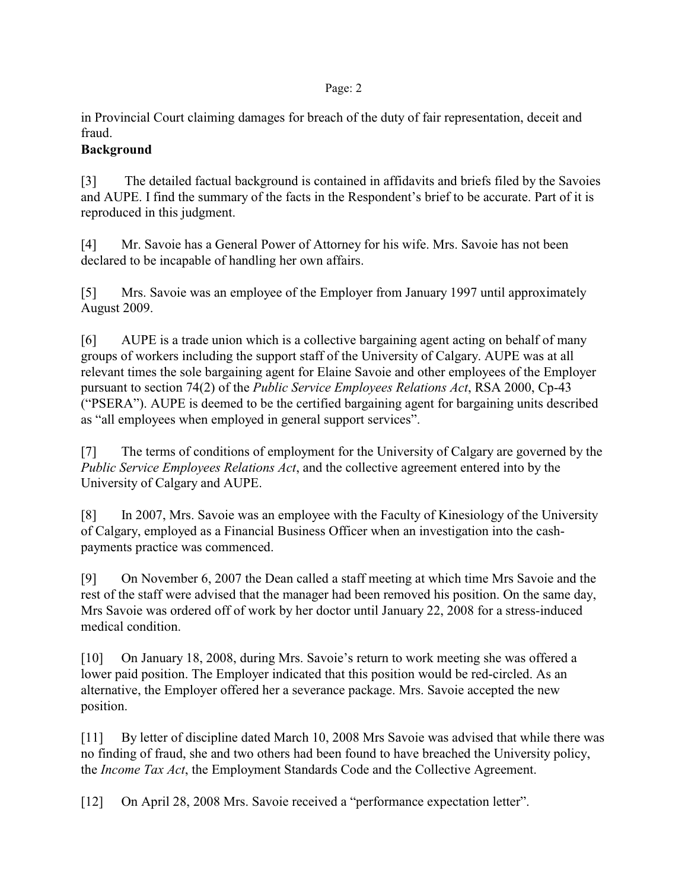in Provincial Court claiming damages for breach of the duty of fair representation, deceit and fraud.

**Background**

[3] The detailed factual background is contained in affidavits and briefs filed by the Savoies and AUPE. I find the summary of the facts in the Respondent's brief to be accurate. Part of it is reproduced in this judgment.

[4] Mr. Savoie has a General Power of Attorney for his wife. Mrs. Savoie has not been declared to be incapable of handling her own affairs.

[5] Mrs. Savoie was an employee of the Employer from January 1997 until approximately August 2009.

[6] AUPE is a trade union which is a collective bargaining agent acting on behalf of many groups of workers including the support staff of the University of Calgary. AUPE was at all relevant times the sole bargaining agent for Elaine Savoie and other employees of the Employer pursuant to section 74(2) of the *Public Service Employees Relations Act*, RSA 2000, Cp-43 ("PSERA"). AUPE is deemed to be the certified bargaining agent for bargaining units described as "all employees when employed in general support services".

[7] The terms of conditions of employment for the University of Calgary are governed by the *Public Service Employees Relations Act*, and the collective agreement entered into by the University of Calgary and AUPE.

[8] In 2007, Mrs. Savoie was an employee with the Faculty of Kinesiology of the University of Calgary, employed as a Financial Business Officer when an investigation into the cash-payments practice was commenced.

[9] On November 6, 2007 the Dean called a staff meeting at which time Mrs Savoie and the rest of the staff were advised that the manager had been removed his position. On the same day, Mrs Savoie was ordered off of work by her doctor until January 22, 2008 for a stress-induced medical condition.

[10] On January 18, 2008, during Mrs. Savoie's return to work meeting she was offered a lower paid position. The Employer indicated that this position would be red-circled. As an alternative, the Employer offered her a severance package. Mrs. Savoie accepted the new position.

[11] By letter of discipline dated March 10, 2008 Mrs Savoie was advised that while there was no finding of fraud, she and two others had been found to have breached the University policy, the *Income Tax Act*, the Employment Standards Code and the Collective Agreement.

[12] On April 28, 2008 Mrs. Savoie received a "performance expectation letter".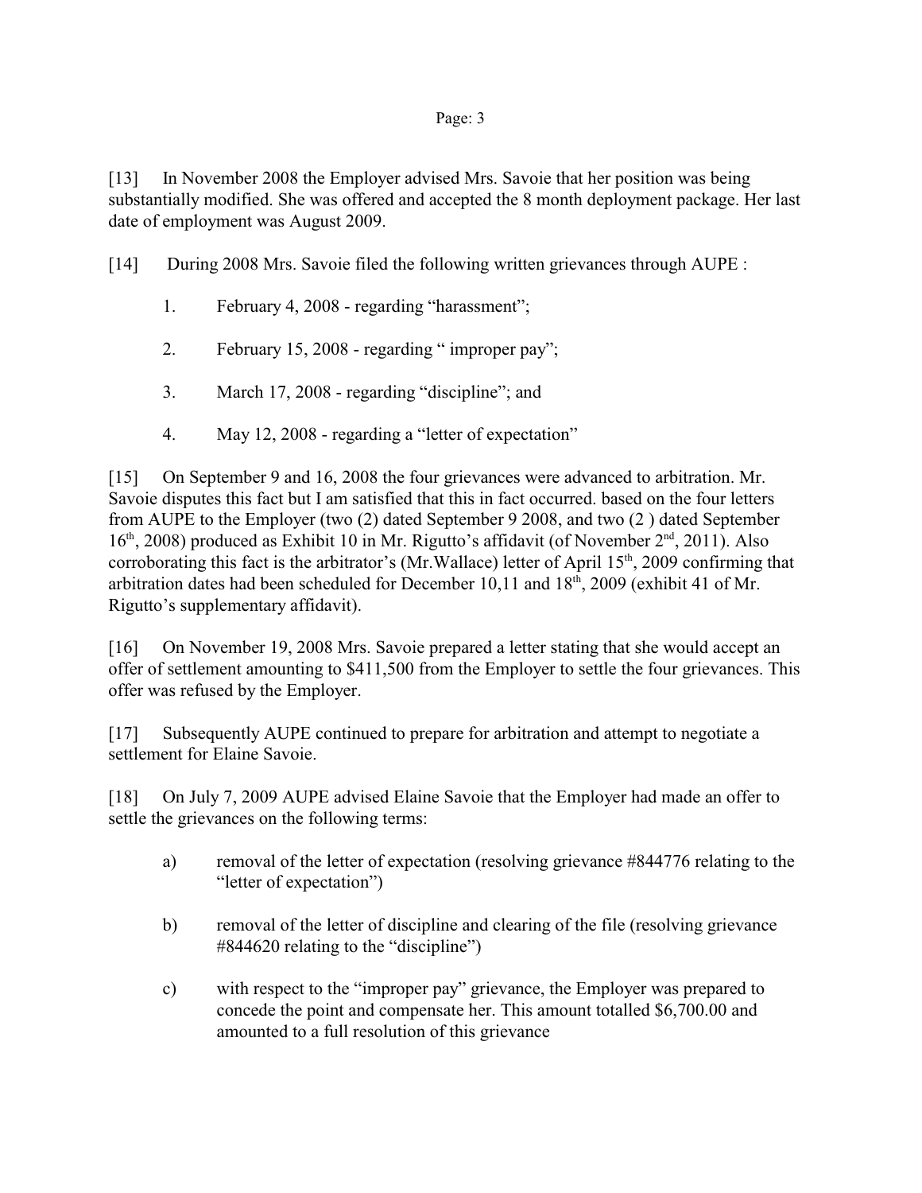[13] In November 2008 the Employer advised Mrs. Savoie that her position was being substantially modified. She was offered and accepted the 8 month deployment package. Her last date of employment was August 2009.

[14] During 2008 Mrs. Savoie filed the following written grievances through AUPE :

1. February 4, 2008 - regarding "harassment";

2. February 15, 2008 - regarding " improper pay";

3. March 17, 2008 - regarding "discipline"; and

4. May 12, 2008 - regarding a "letter of expectation"

[15] On September 9 and 16, 2008 the four grievances were advanced to arbitration. Mr. Savoie disputes this fact but I am satisfied that this in fact occurred. based on the four letters from AUPE to the Employer (two (2) dated September 9 2008, and two (2 ) dated September 16th, 2008) produced as Exhibit 10 in Mr. Rigutto's affidavit (of November 2nd, 2011). Also corroborating this fact is the arbitrator's (Mr.Wallace) letter of April 15th, 2009 confirming that arbitration dates had been scheduled for December 10,11 and 18th, 2009 (exhibit 41 of Mr. Rigutto's supplementary affidavit).

[16] On November 19, 2008 Mrs. Savoie prepared a letter stating that she would accept an offer of settlement amounting to $411,500 from the Employer to settle the four grievances. This offer was refused by the Employer.

[17] Subsequently AUPE continued to prepare for arbitration and attempt to negotiate a settlement for Elaine Savoie.

[18] On July 7, 2009 AUPE advised Elaine Savoie that the Employer had made an offer to settle the grievances on the following terms:

a) removal of the letter of expectation (resolving grievance #844776 relating to the "letter of expectation")

b) removal of the letter of discipline and clearing of the file (resolving grievance #844620 relating to the "discipline")

c) with respect to the "improper pay" grievance, the Employer was prepared to concede the point and compensate her. This amount totalled $6,700.00 and amounted to a full resolution of this grievance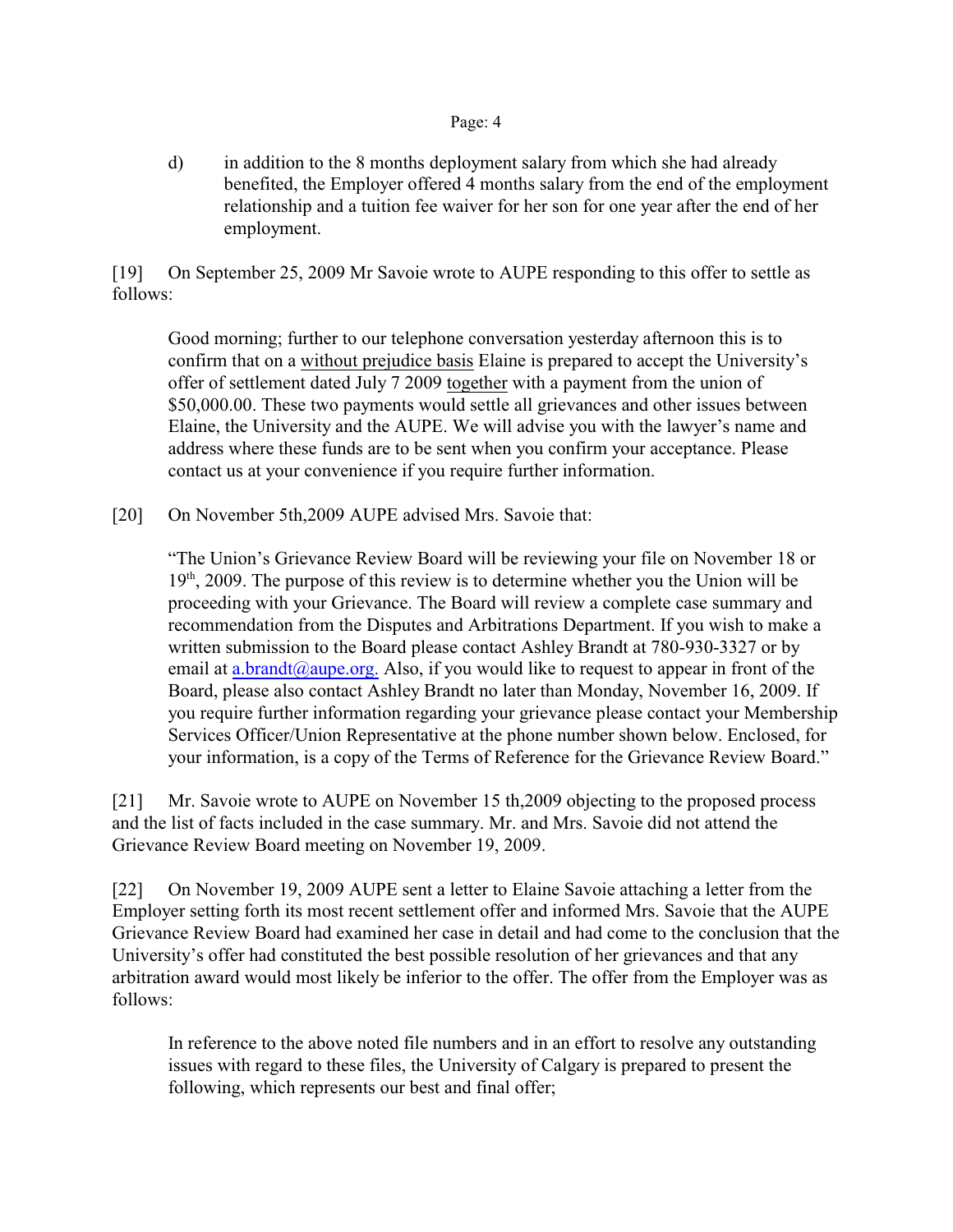d) in addition to the 8 months deployment salary from which she had already benefited, the Employer offered 4 months salary from the end of the employment relationship and a tuition fee waiver for her son for one year after the end of her employment.

[19] On September 25, 2009 Mr Savoie wrote to AUPE responding to this offer to settle as follows:

> Good morning; further to our telephone conversation yesterday afternoon this is to confirm that on a <u>without prejudice basis</u> Elaine is prepared to accept the University's offer of settlement dated July 7 2009 <u>together</u> with a payment from the union of $50,000.00. These two payments would settle all grievances and other issues between Elaine, the University and the AUPE. We will advise you with the lawyer's name and address where these funds are to be sent when you confirm your acceptance. Please contact us at your convenience if you require further information.

[20] On November 5th,2009 AUPE advised Mrs. Savoie that:

> "The Union's Grievance Review Board will be reviewing your file on November 18 or 19th, 2009. The purpose of this review is to determine whether you the Union will be proceeding with your Grievance. The Board will review a complete case summary and recommendation from the Disputes and Arbitrations Department. If you wish to make a written submission to the Board please contact Ashley Brandt at 780-930-3327 or by email at a.brandt@aupe.org. Also, if you would like to request to appear in front of the Board, please also contact Ashley Brandt no later than Monday, November 16, 2009. If you require further information regarding your grievance please contact your Membership Services Officer/Union Representative at the phone number shown below. Enclosed, for your information, is a copy of the Terms of Reference for the Grievance Review Board."

[21] Mr. Savoie wrote to AUPE on November 15 th,2009 objecting to the proposed process and the list of facts included in the case summary. Mr. and Mrs. Savoie did not attend the Grievance Review Board meeting on November 19, 2009.

[22] On November 19, 2009 AUPE sent a letter to Elaine Savoie attaching a letter from the Employer setting forth its most recent settlement offer and informed Mrs. Savoie that the AUPE Grievance Review Board had examined her case in detail and had come to the conclusion that the University's offer had constituted the best possible resolution of her grievances and that any arbitration award would most likely be inferior to the offer. The offer from the Employer was as follows:

> In reference to the above noted file numbers and in an effort to resolve any outstanding issues with regard to these files, the University of Calgary is prepared to present the following, which represents our best and final offer;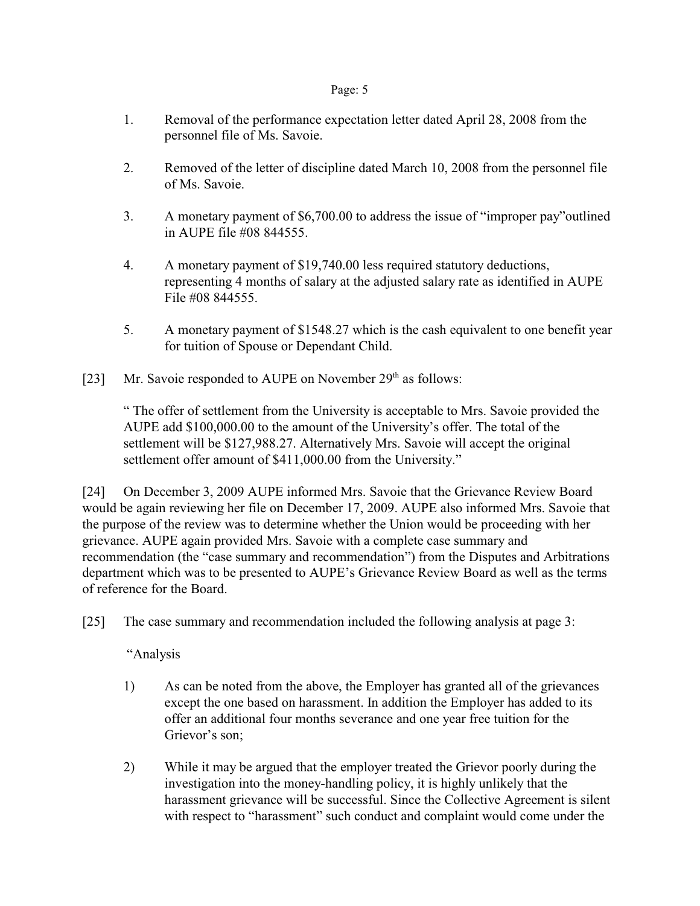1. Removal of the performance expectation letter dated April 28, 2008 from the personnel file of Ms. Savoie.

2. Removed of the letter of discipline dated March 10, 2008 from the personnel file of Ms. Savoie.

3. A monetary payment of $6,700.00 to address the issue of "improper pay"outlined in AUPE file #08 844555.

4. A monetary payment of $19,740.00 less required statutory deductions, representing 4 months of salary at the adjusted salary rate as identified in AUPE File #08 844555.

5. A monetary payment of $1548.27 which is the cash equivalent to one benefit year for tuition of Spouse or Dependant Child.

[23] Mr. Savoie responded to AUPE on November 29th as follows:

> " The offer of settlement from the University is acceptable to Mrs. Savoie provided the AUPE add $100,000.00 to the amount of the University's offer. The total of the settlement will be $127,988.27. Alternatively Mrs. Savoie will accept the original settlement offer amount of $411,000.00 from the University."

[24] On December 3, 2009 AUPE informed Mrs. Savoie that the Grievance Review Board would be again reviewing her file on December 17, 2009. AUPE also informed Mrs. Savoie that the purpose of the review was to determine whether the Union would be proceeding with her grievance. AUPE again provided Mrs. Savoie with a complete case summary and recommendation (the "case summary and recommendation") from the Disputes and Arbitrations department which was to be presented to AUPE's Grievance Review Board as well as the terms of reference for the Board.

[25] The case summary and recommendation included the following analysis at page 3:

> "Analysis
>
> 1) As can be noted from the above, the Employer has granted all of the grievances except the one based on harassment. In addition the Employer has added to its offer an additional four months severance and one year free tuition for the Grievor's son;
>
> 2) While it may be argued that the employer treated the Grievor poorly during the investigation into the money-handling policy, it is highly unlikely that the harassment grievance will be successful. Since the Collective Agreement is silent with respect to "harassment" such conduct and complaint would come under the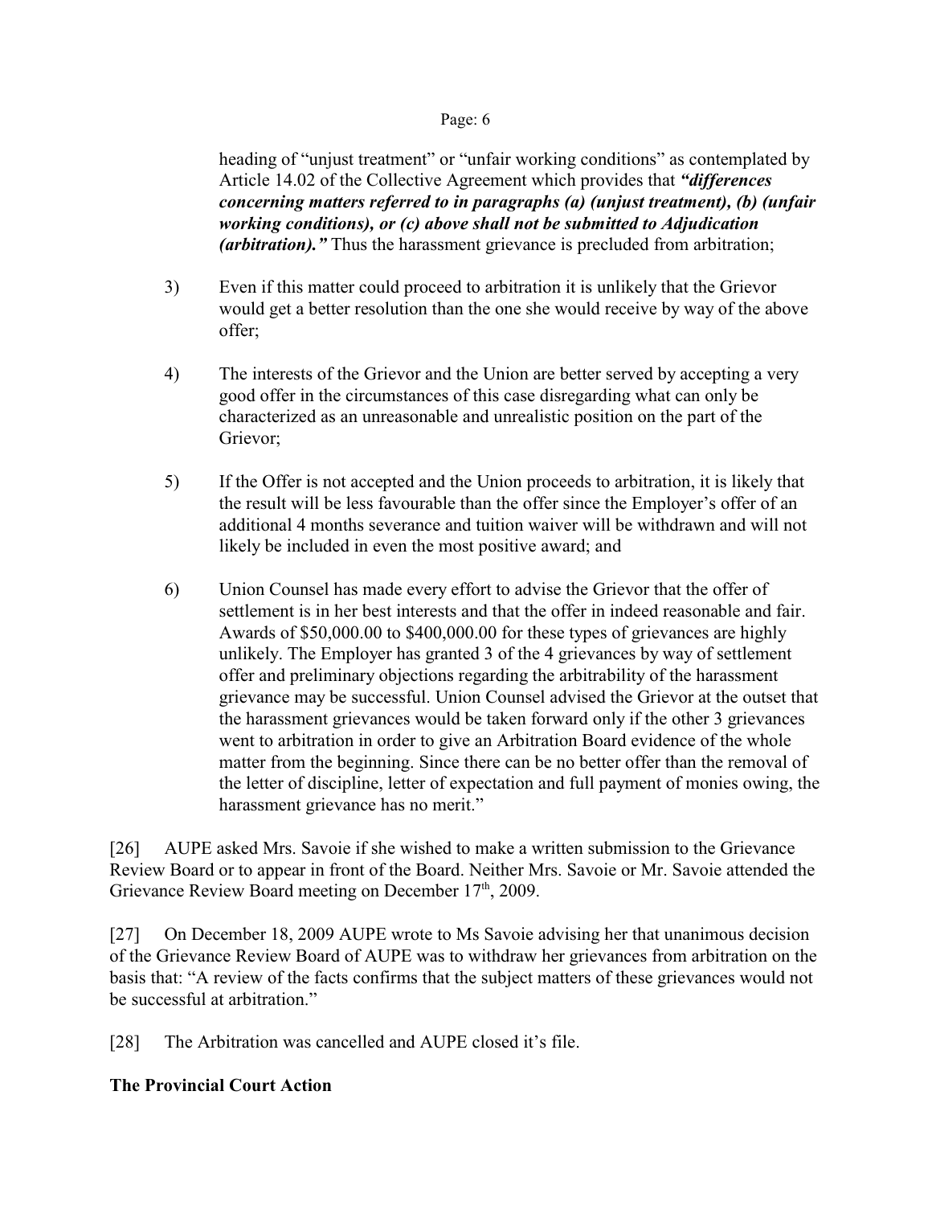heading of "unjust treatment" or "unfair working conditions" as contemplated by Article 14.02 of the Collective Agreement which provides that ***"differences concerning matters referred to in paragraphs (a) (unjust treatment), (b) (unfair working conditions), or (c) above shall not be submitted to Adjudication (arbitration)."*** Thus the harassment grievance is precluded from arbitration;

3) Even if this matter could proceed to arbitration it is unlikely that the Grievor would get a better resolution than the one she would receive by way of the above offer;

4) The interests of the Grievor and the Union are better served by accepting a very good offer in the circumstances of this case disregarding what can only be characterized as an unreasonable and unrealistic position on the part of the Grievor;

5) If the Offer is not accepted and the Union proceeds to arbitration, it is likely that the result will be less favourable than the offer since the Employer's offer of an additional 4 months severance and tuition waiver will be withdrawn and will not likely be included in even the most positive award; and

6) Union Counsel has made every effort to advise the Grievor that the offer of settlement is in her best interests and that the offer in indeed reasonable and fair. Awards of $50,000.00 to $400,000.00 for these types of grievances are highly unlikely. The Employer has granted 3 of the 4 grievances by way of settlement offer and preliminary objections regarding the arbitrability of the harassment grievance may be successful. Union Counsel advised the Grievor at the outset that the harassment grievances would be taken forward only if the other 3 grievances went to arbitration in order to give an Arbitration Board evidence of the whole matter from the beginning. Since there can be no better offer than the removal of the letter of discipline, letter of expectation and full payment of monies owing, the harassment grievance has no merit."

[26] AUPE asked Mrs. Savoie if she wished to make a written submission to the Grievance Review Board or to appear in front of the Board. Neither Mrs. Savoie or Mr. Savoie attended the Grievance Review Board meeting on December 17th, 2009.

[27] On December 18, 2009 AUPE wrote to Ms Savoie advising her that unanimous decision of the Grievance Review Board of AUPE was to withdraw her grievances from arbitration on the basis that: "A review of the facts confirms that the subject matters of these grievances would not be successful at arbitration."

[28] The Arbitration was cancelled and AUPE closed it's file.

**The Provincial Court Action**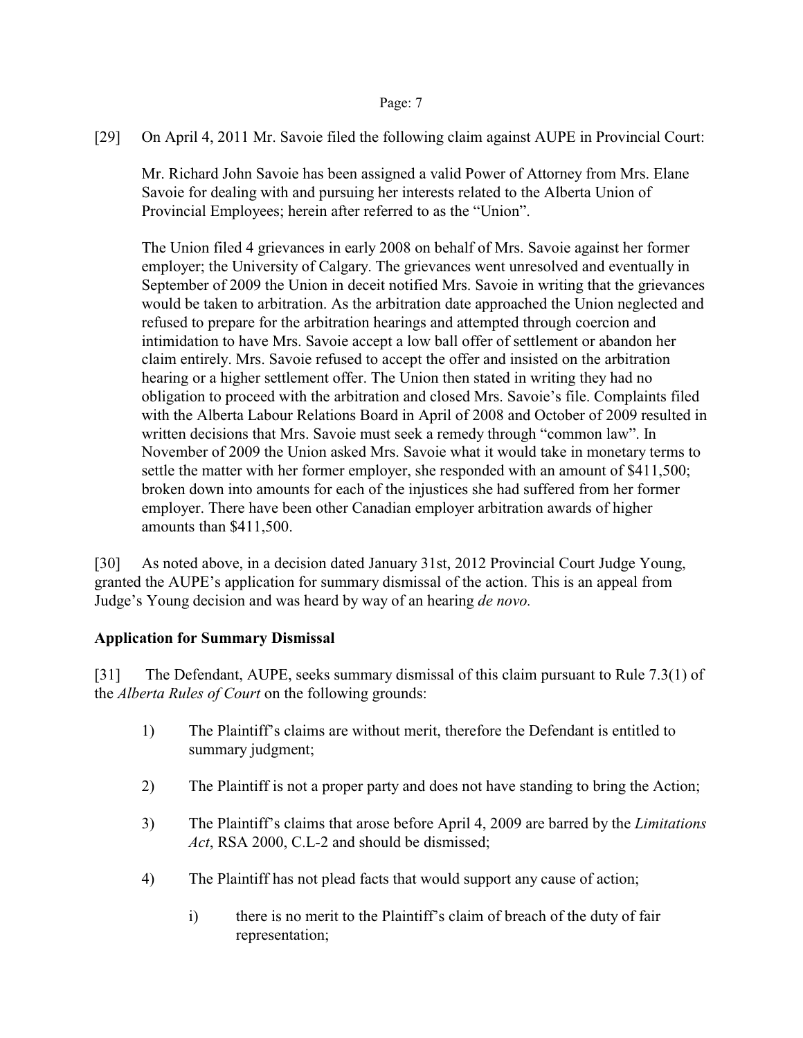[29] On April 4, 2011 Mr. Savoie filed the following claim against AUPE in Provincial Court:

> Mr. Richard John Savoie has been assigned a valid Power of Attorney from Mrs. Elane Savoie for dealing with and pursuing her interests related to the Alberta Union of Provincial Employees; herein after referred to as the "Union".
>
> The Union filed 4 grievances in early 2008 on behalf of Mrs. Savoie against her former employer; the University of Calgary. The grievances went unresolved and eventually in September of 2009 the Union in deceit notified Mrs. Savoie in writing that the grievances would be taken to arbitration. As the arbitration date approached the Union neglected and refused to prepare for the arbitration hearings and attempted through coercion and intimidation to have Mrs. Savoie accept a low ball offer of settlement or abandon her claim entirely. Mrs. Savoie refused to accept the offer and insisted on the arbitration hearing or a higher settlement offer. The Union then stated in writing they had no obligation to proceed with the arbitration and closed Mrs. Savoie's file. Complaints filed with the Alberta Labour Relations Board in April of 2008 and October of 2009 resulted in written decisions that Mrs. Savoie must seek a remedy through "common law". In November of 2009 the Union asked Mrs. Savoie what it would take in monetary terms to settle the matter with her former employer, she responded with an amount of $411,500; broken down into amounts for each of the injustices she had suffered from her former employer. There have been other Canadian employer arbitration awards of higher amounts than $411,500.

[30] As noted above, in a decision dated January 31st, 2012 Provincial Court Judge Young, granted the AUPE's application for summary dismissal of the action. This is an appeal from Judge's Young decision and was heard by way of an hearing *de novo.*

**Application for Summary Dismissal**

[31] The Defendant, AUPE, seeks summary dismissal of this claim pursuant to Rule 7.3(1) of the *Alberta Rules of Court* on the following grounds:

1) The Plaintiff's claims are without merit, therefore the Defendant is entitled to summary judgment;

2) The Plaintiff is not a proper party and does not have standing to bring the Action;

3) The Plaintiff's claims that arose before April 4, 2009 are barred by the *Limitations Act*, RSA 2000, C.L-2 and should be dismissed;

4) The Plaintiff has not plead facts that would support any cause of action;

   i) there is no merit to the Plaintiff's claim of breach of the duty of fair representation;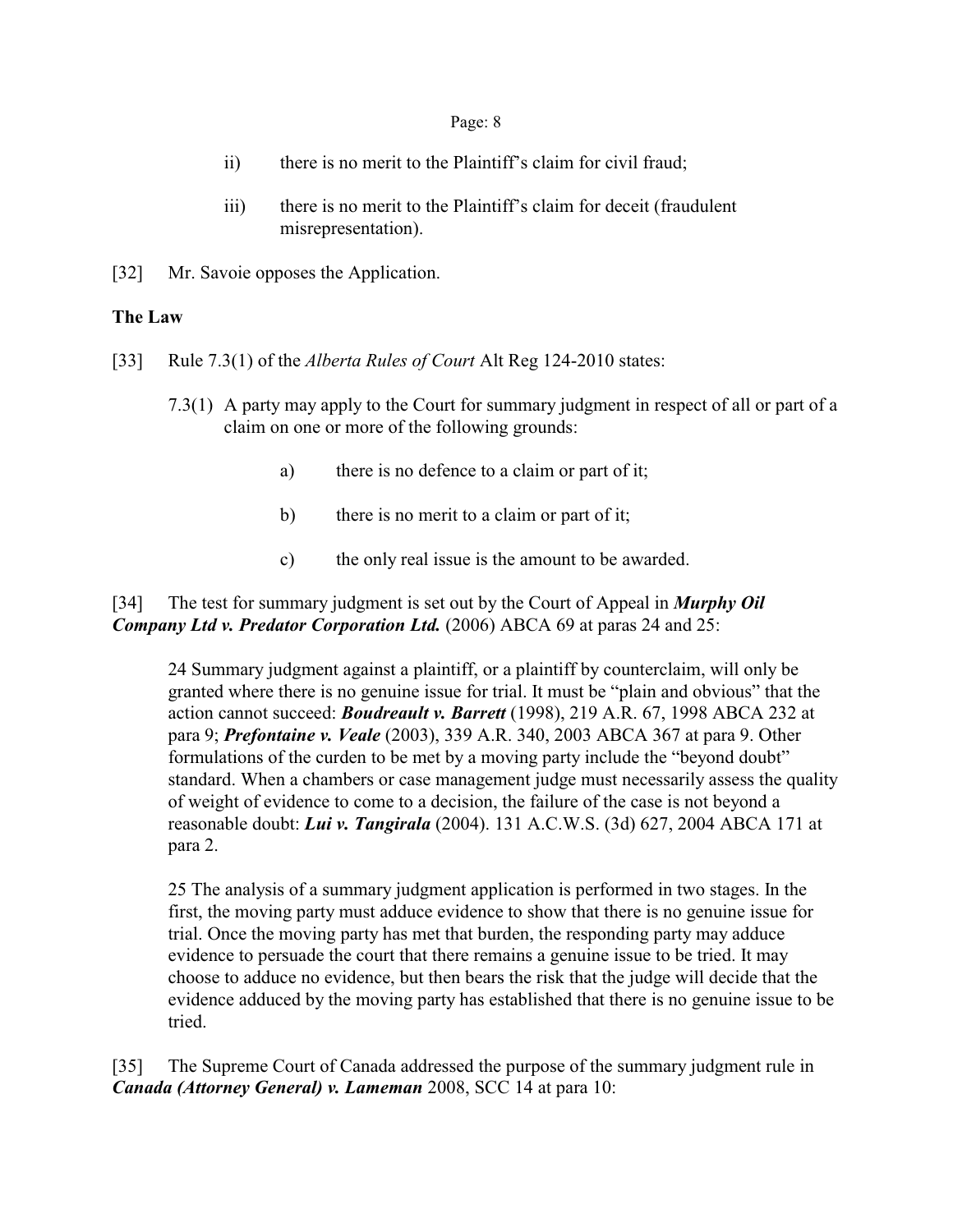ii) there is no merit to the Plaintiff's claim for civil fraud;

iii) there is no merit to the Plaintiff's claim for deceit (fraudulent misrepresentation).

[32] Mr. Savoie opposes the Application.

**The Law**

[33] Rule 7.3(1) of the *Alberta Rules of Court* Alt Reg 124-2010 states:

> 7.3(1) A party may apply to the Court for summary judgment in respect of all or part of a claim on one or more of the following grounds:
>
> a) there is no defence to a claim or part of it;
>
> b) there is no merit to a claim or part of it;
>
> c) the only real issue is the amount to be awarded.

[34] The test for summary judgment is set out by the Court of Appeal in ***Murphy Oil Company Ltd v. Predator Corporation Ltd.*** (2006) ABCA 69 at paras 24 and 25:

> 24 Summary judgment against a plaintiff, or a plaintiff by counterclaim, will only be granted where there is no genuine issue for trial. It must be "plain and obvious" that the action cannot succeed: ***Boudreault v. Barrett*** (1998), 219 A.R. 67, 1998 ABCA 232 at para 9; ***Prefontaine v. Veale*** (2003), 339 A.R. 340, 2003 ABCA 367 at para 9. Other formulations of the curden to be met by a moving party include the "beyond doubt" standard. When a chambers or case management judge must necessarily assess the quality of weight of evidence to come to a decision, the failure of the case is not beyond a reasonable doubt: ***Lui v. Tangirala*** (2004). 131 A.C.W.S. (3d) 627, 2004 ABCA 171 at para 2.
>
> 25 The analysis of a summary judgment application is performed in two stages. In the first, the moving party must adduce evidence to show that there is no genuine issue for trial. Once the moving party has met that burden, the responding party may adduce evidence to persuade the court that there remains a genuine issue to be tried. It may choose to adduce no evidence, but then bears the risk that the judge will decide that the evidence adduced by the moving party has established that there is no genuine issue to be tried.

[35] The Supreme Court of Canada addressed the purpose of the summary judgment rule in ***Canada (Attorney General) v. Lameman*** 2008, SCC 14 at para 10: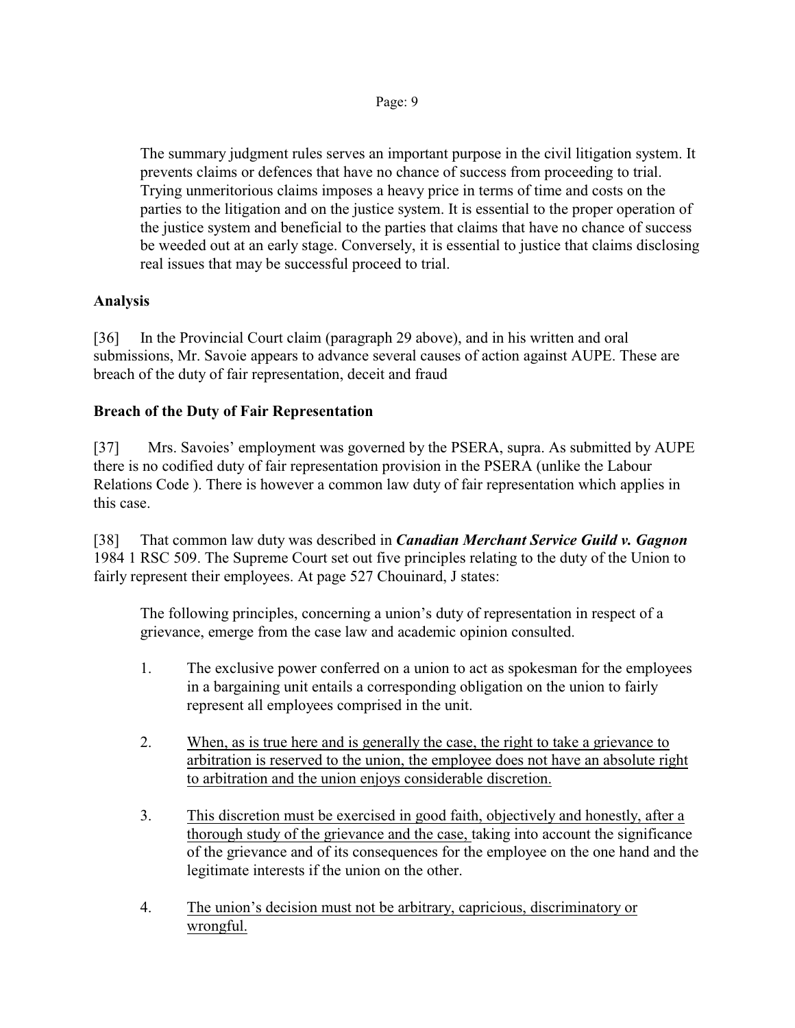The summary judgment rules serves an important purpose in the civil litigation system. It prevents claims or defences that have no chance of success from proceeding to trial. Trying unmeritorious claims imposes a heavy price in terms of time and costs on the parties to the litigation and on the justice system. It is essential to the proper operation of the justice system and beneficial to the parties that claims that have no chance of success be weeded out at an early stage. Conversely, it is essential to justice that claims disclosing real issues that may be successful proceed to trial.

**Analysis**

[36] In the Provincial Court claim (paragraph 29 above), and in his written and oral submissions, Mr. Savoie appears to advance several causes of action against AUPE. These are breach of the duty of fair representation, deceit and fraud

**Breach of the Duty of Fair Representation**

[37] Mrs. Savoies' employment was governed by the PSERA, supra. As submitted by AUPE there is no codified duty of fair representation provision in the PSERA (unlike the Labour Relations Code ). There is however a common law duty of fair representation which applies in this case.

[38] That common law duty was described in ***Canadian Merchant Service Guild v. Gagnon*** 1984 1 RSC 509. The Supreme Court set out five principles relating to the duty of the Union to fairly represent their employees. At page 527 Chouinard, J states:

> The following principles, concerning a union's duty of representation in respect of a grievance, emerge from the case law and academic opinion consulted.
>
> 1. The exclusive power conferred on a union to act as spokesman for the employees in a bargaining unit entails a corresponding obligation on the union to fairly represent all employees comprised in the unit.
>
> 2. <u>When, as is true here and is generally the case, the right to take a grievance to arbitration is reserved to the union, the employee does not have an absolute right to arbitration and the union enjoys considerable discretion.</u>
>
> 3. <u>This discretion must be exercised in good faith, objectively and honestly, after a thorough study of the grievance and the case,</u> taking into account the significance of the grievance and of its consequences for the employee on the one hand and the legitimate interests if the union on the other.
>
> 4. <u>The union's decision must not be arbitrary, capricious, discriminatory or wrongful.</u>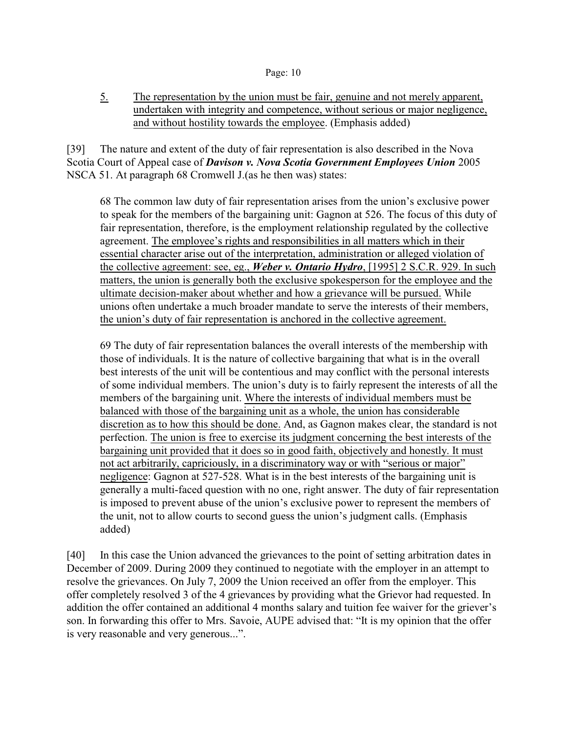> 5. The representation by the union must be fair, genuine and not merely apparent, undertaken with integrity and competence, without serious or major negligence, and without hostility towards the employee. (Emphasis added)

[39] The nature and extent of the duty of fair representation is also described in the Nova Scotia Court of Appeal case of ***Davison v. Nova Scotia Government Employees Union*** 2005 NSCA 51. At paragraph 68 Cromwell J.(as he then was) states:

> 68 The common law duty of fair representation arises from the union's exclusive power to speak for the members of the bargaining unit: Gagnon at 526. The focus of this duty of fair representation, therefore, is the employment relationship regulated by the collective agreement. The employee's rights and responsibilities in all matters which in their essential character arise out of the interpretation, administration or alleged violation of the collective agreement: see, eg., ***Weber v. Ontario Hydro***, [1995] 2 S.C.R. 929. In such matters, the union is generally both the exclusive spokesperson for the employee and the ultimate decision-maker about whether and how a grievance will be pursued. While unions often undertake a much broader mandate to serve the interests of their members, the union's duty of fair representation is anchored in the collective agreement.
>
> 69 The duty of fair representation balances the overall interests of the membership with those of individuals. It is the nature of collective bargaining that what is in the overall best interests of the unit will be contentious and may conflict with the personal interests of some individual members. The union's duty is to fairly represent the interests of all the members of the bargaining unit. Where the interests of individual members must be balanced with those of the bargaining unit as a whole, the union has considerable discretion as to how this should be done. And, as Gagnon makes clear, the standard is not perfection. The union is free to exercise its judgment concerning the best interests of the bargaining unit provided that it does so in good faith, objectively and honestly. It must not act arbitrarily, capriciously, in a discriminatory way or with "serious or major" negligence: Gagnon at 527-528. What is in the best interests of the bargaining unit is generally a multi-faced question with no one, right answer. The duty of fair representation is imposed to prevent abuse of the union's exclusive power to represent the members of the unit, not to allow courts to second guess the union's judgment calls. (Emphasis added)

[40] In this case the Union advanced the grievances to the point of setting arbitration dates in December of 2009. During 2009 they continued to negotiate with the employer in an attempt to resolve the grievances. On July 7, 2009 the Union received an offer from the employer. This offer completely resolved 3 of the 4 grievances by providing what the Grievor had requested. In addition the offer contained an additional 4 months salary and tuition fee waiver for the griever's son. In forwarding this offer to Mrs. Savoie, AUPE advised that: "It is my opinion that the offer is very reasonable and very generous...".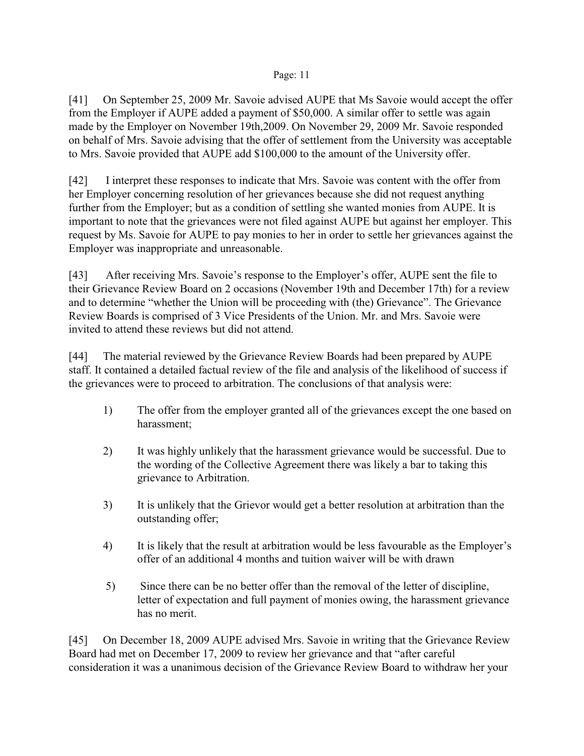[41] On September 25, 2009 Mr. Savoie advised AUPE that Ms Savoie would accept the offer from the Employer if AUPE added a payment of $50,000. A similar offer to settle was again made by the Employer on November 19th,2009. On November 29, 2009 Mr. Savoie responded on behalf of Mrs. Savoie advising that the offer of settlement from the University was acceptable to Mrs. Savoie provided that AUPE add $100,000 to the amount of the University offer.

[42] I interpret these responses to indicate that Mrs. Savoie was content with the offer from her Employer concerning resolution of her grievances because she did not request anything further from the Employer; but as a condition of settling she wanted monies from AUPE. It is important to note that the grievances were not filed against AUPE but against her employer. This request by Ms. Savoie for AUPE to pay monies to her in order to settle her grievances against the Employer was inappropriate and unreasonable.

[43] After receiving Mrs. Savoie's response to the Employer's offer, AUPE sent the file to their Grievance Review Board on 2 occasions (November 19th and December 17th) for a review and to determine "whether the Union will be proceeding with (the) Grievance". The Grievance Review Boards is comprised of 3 Vice Presidents of the Union. Mr. and Mrs. Savoie were invited to attend these reviews but did not attend.

[44] The material reviewed by the Grievance Review Boards had been prepared by AUPE staff. It contained a detailed factual review of the file and analysis of the likelihood of success if the grievances were to proceed to arbitration. The conclusions of that analysis were:

1) The offer from the employer granted all of the grievances except the one based on harassment;

2) It was highly unlikely that the harassment grievance would be successful. Due to the wording of the Collective Agreement there was likely a bar to taking this grievance to Arbitration.

3) It is unlikely that the Grievor would get a better resolution at arbitration than the outstanding offer;

4) It is likely that the result at arbitration would be less favourable as the Employer's offer of an additional 4 months and tuition waiver will be with drawn

5) Since there can be no better offer than the removal of the letter of discipline, letter of expectation and full payment of monies owing, the harassment grievance has no merit.

[45] On December 18, 2009 AUPE advised Mrs. Savoie in writing that the Grievance Review Board had met on December 17, 2009 to review her grievance and that "after careful consideration it was a unanimous decision of the Grievance Review Board to withdraw her your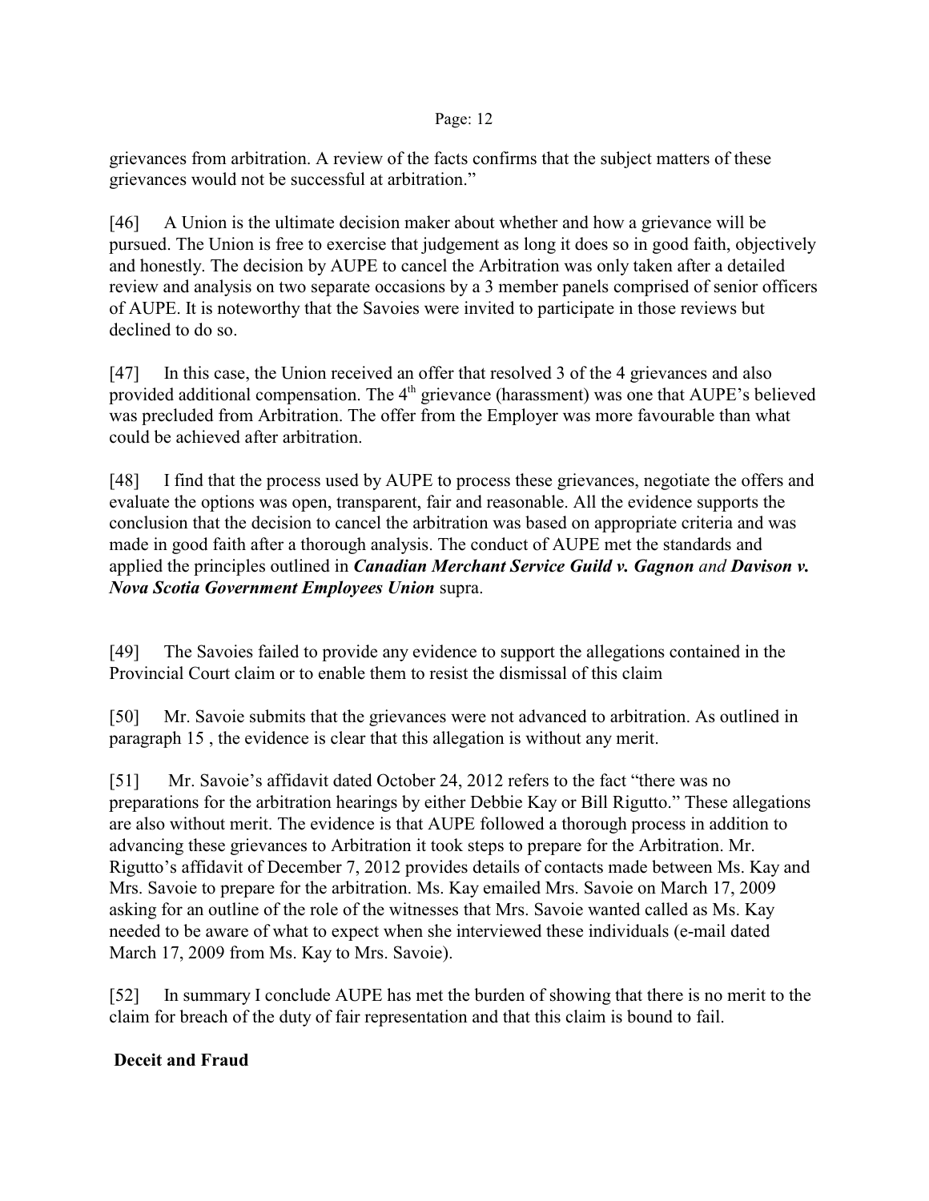grievances from arbitration. A review of the facts confirms that the subject matters of these grievances would not be successful at arbitration."

[46] A Union is the ultimate decision maker about whether and how a grievance will be pursued. The Union is free to exercise that judgement as long it does so in good faith, objectively and honestly. The decision by AUPE to cancel the Arbitration was only taken after a detailed review and analysis on two separate occasions by a 3 member panels comprised of senior officers of AUPE. It is noteworthy that the Savoies were invited to participate in those reviews but declined to do so.

[47] In this case, the Union received an offer that resolved 3 of the 4 grievances and also provided additional compensation. The 4th grievance (harassment) was one that AUPE's believed was precluded from Arbitration. The offer from the Employer was more favourable than what could be achieved after arbitration.

[48] I find that the process used by AUPE to process these grievances, negotiate the offers and evaluate the options was open, transparent, fair and reasonable. All the evidence supports the conclusion that the decision to cancel the arbitration was based on appropriate criteria and was made in good faith after a thorough analysis. The conduct of AUPE met the standards and applied the principles outlined in ***Canadian Merchant Service Guild v. Gagnon*** *and* ***Davison v. Nova Scotia Government Employees Union*** supra.

[49] The Savoies failed to provide any evidence to support the allegations contained in the Provincial Court claim or to enable them to resist the dismissal of this claim

[50] Mr. Savoie submits that the grievances were not advanced to arbitration. As outlined in paragraph 15 , the evidence is clear that this allegation is without any merit.

[51] Mr. Savoie's affidavit dated October 24, 2012 refers to the fact "there was no preparations for the arbitration hearings by either Debbie Kay or Bill Rigutto." These allegations are also without merit. The evidence is that AUPE followed a thorough process in addition to advancing these grievances to Arbitration it took steps to prepare for the Arbitration. Mr. Rigutto's affidavit of December 7, 2012 provides details of contacts made between Ms. Kay and Mrs. Savoie to prepare for the arbitration. Ms. Kay emailed Mrs. Savoie on March 17, 2009 asking for an outline of the role of the witnesses that Mrs. Savoie wanted called as Ms. Kay needed to be aware of what to expect when she interviewed these individuals (e-mail dated March 17, 2009 from Ms. Kay to Mrs. Savoie).

[52] In summary I conclude AUPE has met the burden of showing that there is no merit to the claim for breach of the duty of fair representation and that this claim is bound to fail.

**Deceit and Fraud**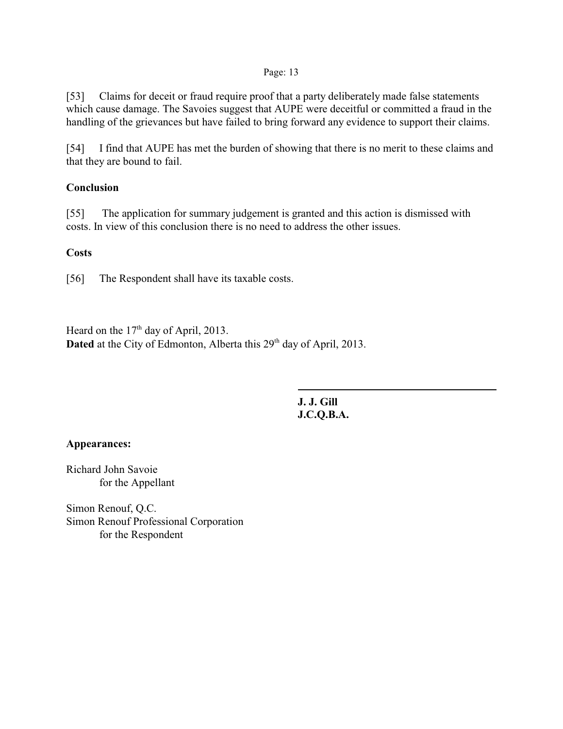[53] Claims for deceit or fraud require proof that a party deliberately made false statements which cause damage. The Savoies suggest that AUPE were deceitful or committed a fraud in the handling of the grievances but have failed to bring forward any evidence to support their claims.

[54] I find that AUPE has met the burden of showing that there is no merit to these claims and that they are bound to fail.

**Conclusion**

[55] The application for summary judgement is granted and this action is dismissed with costs. In view of this conclusion there is no need to address the other issues.

**Costs**

[56] The Respondent shall have its taxable costs.

Heard on the 17th day of April, 2013.
**Dated** at the City of Edmonton, Alberta this 29th day of April, 2013.

**J. J. Gill**
**J.C.Q.B.A.**

**Appearances:**

Richard John Savoie
for the Appellant

Simon Renouf, Q.C.
Simon Renouf Professional Corporation
for the Respondent